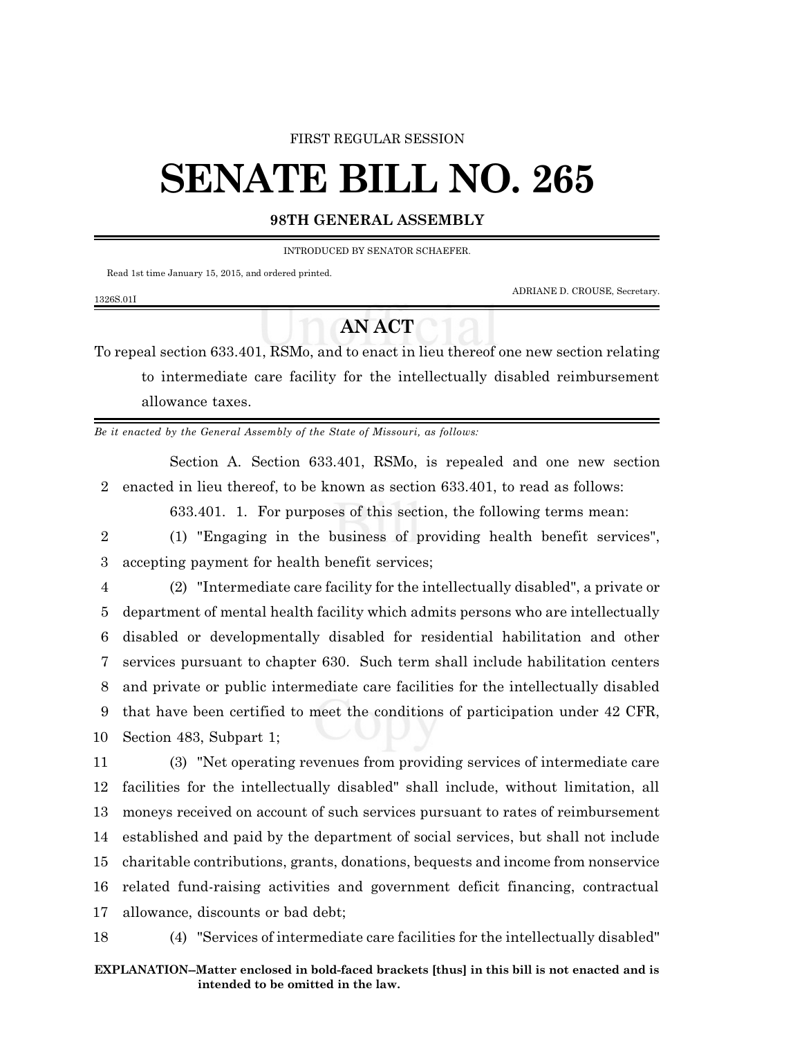FIRST REGULAR SESSION

# SENATE BILL NO. 265

## 98TH GENERAL ASSEMBLY

INTRODUCED BY SENATOR SCHAEFER.

Read 1st time January 15, 2015, and ordered printed.

ADRIANE D. CROUSE, Secretary.

1326S.01I

## AN ACT

To repeal section 633.401, RSMo, and to enact in lieu thereof one new section relating to intermediate care facility for the intellectually disabled reimbursement allowance taxes.

*Be it enacted by the General Assembly of the State of Missouri, as follows:*

Section A. Section 633.401, RSMo, is repealed and one new section enacted in lieu thereof, to be known as section 633.401, to read as follows:

633.401. 1. For purposes of this section, the following terms mean:

(1) "Engaging in the business of providing health benefit services", accepting payment for health benefit services;

(2) "Intermediate care facility for the intellectually disabled", a private or department of mental health facility which admits persons who are intellectually disabled or developmentally disabled for residential habilitation and other services pursuant to chapter 630. Such term shall include habilitation centers and private or public intermediate care facilities for the intellectually disabled that have been certified to meet the conditions of participation under 42 CFR, Section 483, Subpart 1;

(3) "Net operating revenues from providing services of intermediate care facilities for the intellectually disabled" shall include, without limitation, all moneys received on account of such services pursuant to rates of reimbursement established and paid by the department of social services, but shall not include charitable contributions, grants, donations, bequests and income from nonservice related fund-raising activities and government deficit financing, contractual allowance, discounts or bad debt;

(4) "Services of intermediate care facilities for the intellectually disabled"

**EXPLANATION–Matter enclosed in bold-faced brackets [thus] in this bill is not enacted and is intended to be omitted in the law.**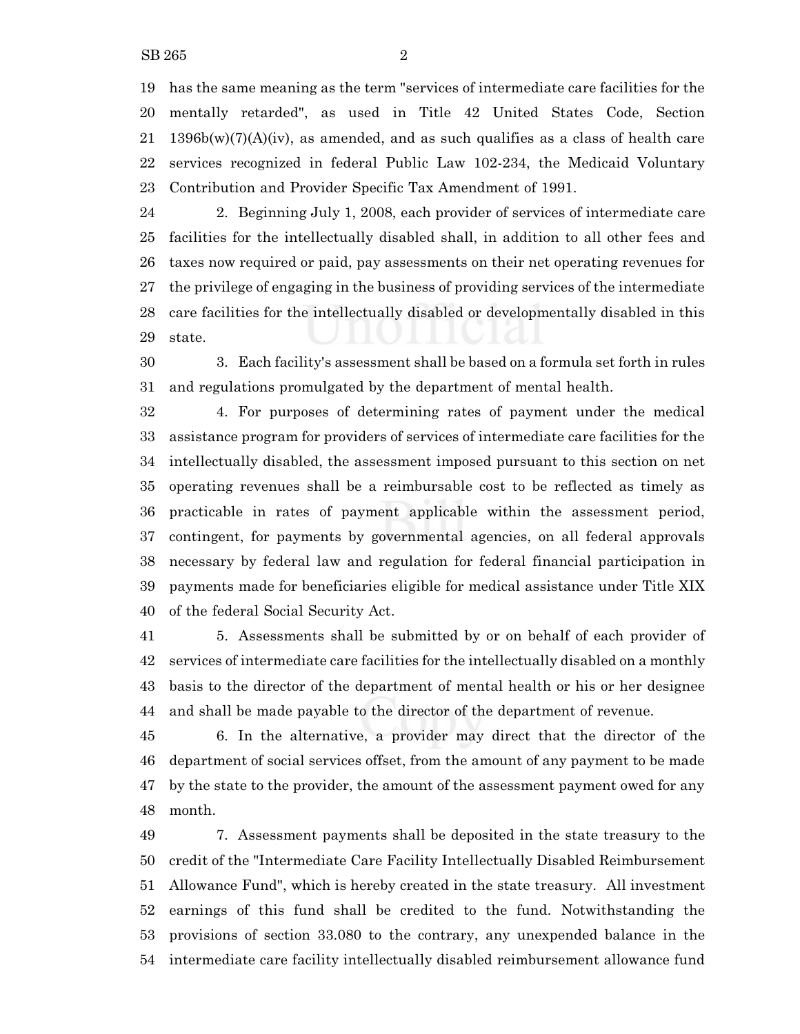has the same meaning as the term "services of intermediate care facilities for the mentally retarded", as used in Title 42 United States Code, Section 1396b(w)(7)(A)(iv), as amended, and as such qualifies as a class of health care services recognized in federal Public Law 102-234, the Medicaid Voluntary Contribution and Provider Specific Tax Amendment of 1991.

2. Beginning July 1, 2008, each provider of services of intermediate care facilities for the intellectually disabled shall, in addition to all other fees and taxes now required or paid, pay assessments on their net operating revenues for the privilege of engaging in the business of providing services of the intermediate care facilities for the intellectually disabled or developmentally disabled in this state.

3. Each facility's assessment shall be based on a formula set forth in rules and regulations promulgated by the department of mental health.

4. For purposes of determining rates of payment under the medical assistance program for providers of services of intermediate care facilities for the intellectually disabled, the assessment imposed pursuant to this section on net operating revenues shall be a reimbursable cost to be reflected as timely as practicable in rates of payment applicable within the assessment period, contingent, for payments by governmental agencies, on all federal approvals necessary by federal law and regulation for federal financial participation in payments made for beneficiaries eligible for medical assistance under Title XIX of the federal Social Security Act.

5. Assessments shall be submitted by or on behalf of each provider of services of intermediate care facilities for the intellectually disabled on a monthly basis to the director of the department of mental health or his or her designee and shall be made payable to the director of the department of revenue.

6. In the alternative, a provider may direct that the director of the department of social services offset, from the amount of any payment to be made by the state to the provider, the amount of the assessment payment owed for any month.

7. Assessment payments shall be deposited in the state treasury to the credit of the "Intermediate Care Facility Intellectually Disabled Reimbursement Allowance Fund", which is hereby created in the state treasury. All investment earnings of this fund shall be credited to the fund. Notwithstanding the provisions of section 33.080 to the contrary, any unexpended balance in the intermediate care facility intellectually disabled reimbursement allowance fund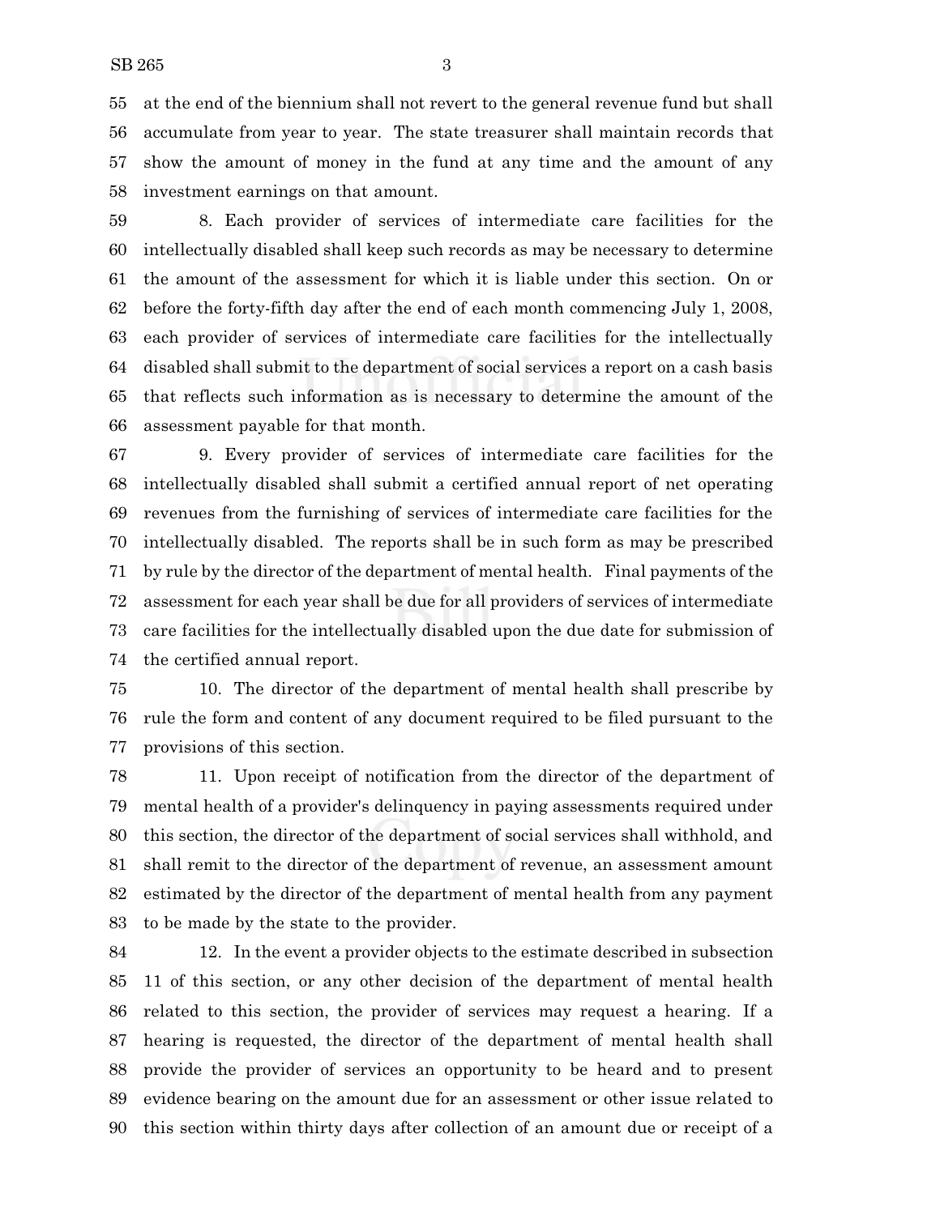at the end of the biennium shall not revert to the general revenue fund but shall accumulate from year to year. The state treasurer shall maintain records that show the amount of money in the fund at any time and the amount of any investment earnings on that amount.

8. Each provider of services of intermediate care facilities for the intellectually disabled shall keep such records as may be necessary to determine the amount of the assessment for which it is liable under this section. On or before the forty-fifth day after the end of each month commencing July 1, 2008, each provider of services of intermediate care facilities for the intellectually disabled shall submit to the department of social services a report on a cash basis that reflects such information as is necessary to determine the amount of the assessment payable for that month.

9. Every provider of services of intermediate care facilities for the intellectually disabled shall submit a certified annual report of net operating revenues from the furnishing of services of intermediate care facilities for the intellectually disabled. The reports shall be in such form as may be prescribed by rule by the director of the department of mental health. Final payments of the assessment for each year shall be due for all providers of services of intermediate care facilities for the intellectually disabled upon the due date for submission of the certified annual report.

10. The director of the department of mental health shall prescribe by rule the form and content of any document required to be filed pursuant to the provisions of this section.

11. Upon receipt of notification from the director of the department of mental health of a provider's delinquency in paying assessments required under this section, the director of the department of social services shall withhold, and shall remit to the director of the department of revenue, an assessment amount estimated by the director of the department of mental health from any payment to be made by the state to the provider.

12. In the event a provider objects to the estimate described in subsection 11 of this section, or any other decision of the department of mental health related to this section, the provider of services may request a hearing. If a hearing is requested, the director of the department of mental health shall provide the provider of services an opportunity to be heard and to present evidence bearing on the amount due for an assessment or other issue related to this section within thirty days after collection of an amount due or receipt of a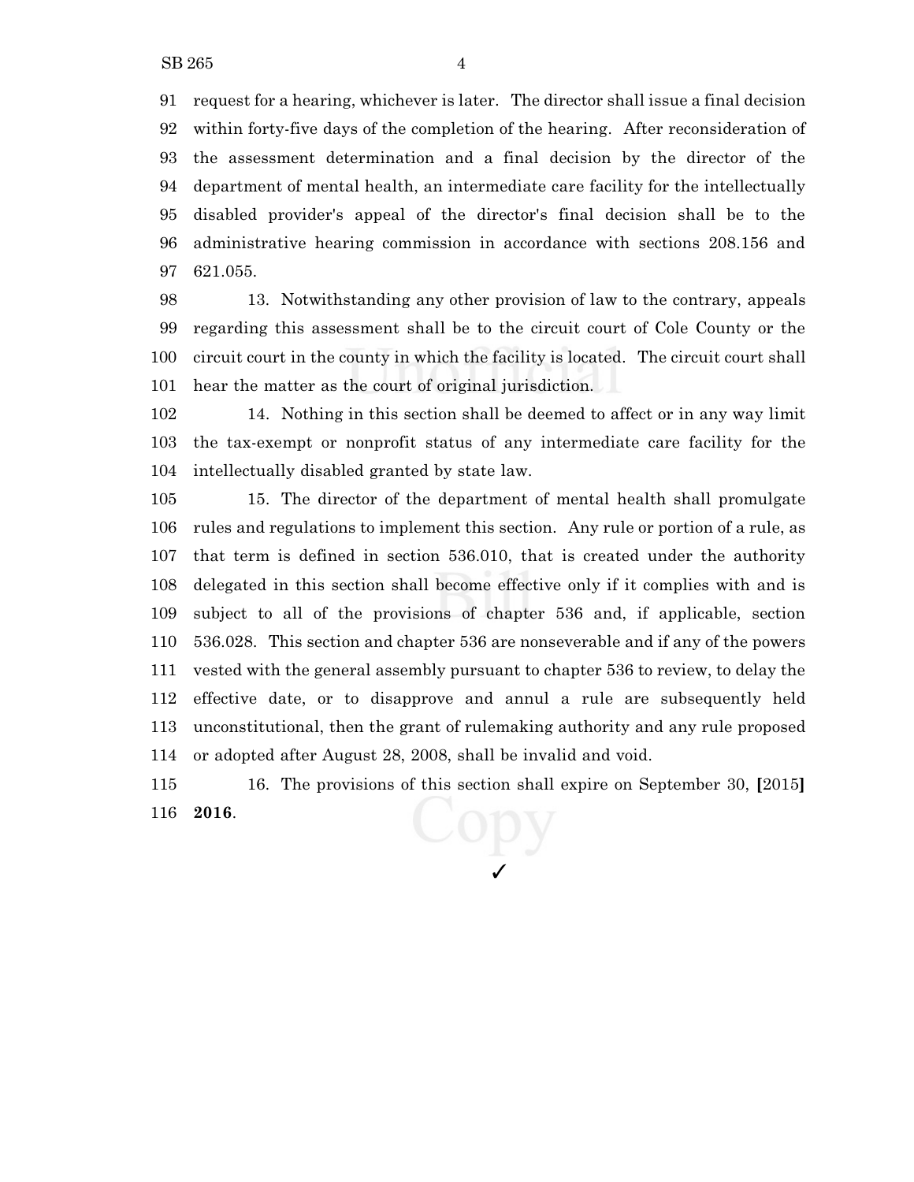request for a hearing, whichever is later. The director shall issue a final decision within forty-five days of the completion of the hearing. After reconsideration of the assessment determination and a final decision by the director of the department of mental health, an intermediate care facility for the intellectually disabled provider's appeal of the director's final decision shall be to the administrative hearing commission in accordance with sections 208.156 and 621.055.

13. Notwithstanding any other provision of law to the contrary, appeals regarding this assessment shall be to the circuit court of Cole County or the circuit court in the county in which the facility is located. The circuit court shall hear the matter as the court of original jurisdiction.

14. Nothing in this section shall be deemed to affect or in any way limit the tax-exempt or nonprofit status of any intermediate care facility for the intellectually disabled granted by state law.

15. The director of the department of mental health shall promulgate rules and regulations to implement this section. Any rule or portion of a rule, as that term is defined in section 536.010, that is created under the authority delegated in this section shall become effective only if it complies with and is subject to all of the provisions of chapter 536 and, if applicable, section 536.028. This section and chapter 536 are nonseverable and if any of the powers vested with the general assembly pursuant to chapter 536 to review, to delay the effective date, or to disapprove and annul a rule are subsequently held unconstitutional, then the grant of rulemaking authority and any rule proposed or adopted after August 28, 2008, shall be invalid and void.

16. The provisions of this section shall expire on September 30, **[**2015**]** **2016**.

✓